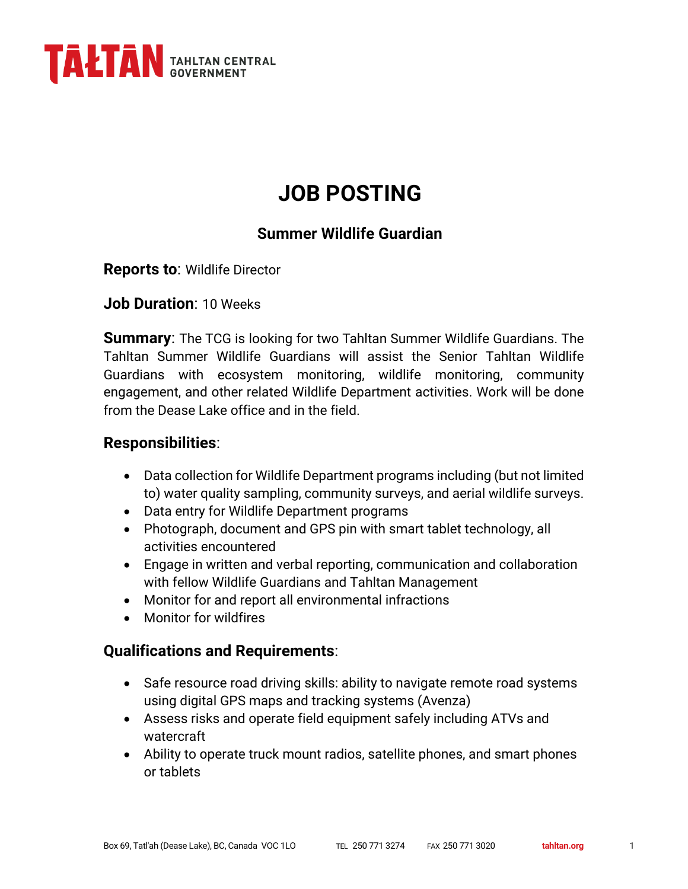TAŁTAN TAHLTAN CENTRAL GOVERNMENT

# JOB POSTING

## Summer Wildlife Guardian

**Reports to**: Wildlife Director

**Job Duration**: 10 Weeks

**Summary**: The TCG is looking for two Tahltan Summer Wildlife Guardians. The Tahltan Summer Wildlife Guardians will assist the Senior Tahltan Wildlife Guardians with ecosystem monitoring, wildlife monitoring, community engagement, and other related Wildlife Department activities. Work will be done from the Dease Lake office and in the field.

### Responsibilities:

- Data collection for Wildlife Department programs including (but not limited to) water quality sampling, community surveys, and aerial wildlife surveys.
- Data entry for Wildlife Department programs
- Photograph, document and GPS pin with smart tablet technology, all activities encountered
- Engage in written and verbal reporting, communication and collaboration with fellow Wildlife Guardians and Tahltan Management
- Monitor for and report all environmental infractions
- Monitor for wildfires

### Qualifications and Requirements:

- Safe resource road driving skills: ability to navigate remote road systems using digital GPS maps and tracking systems (Avenza)
- Assess risks and operate field equipment safely including ATVs and watercraft
- Ability to operate truck mount radios, satellite phones, and smart phones or tablets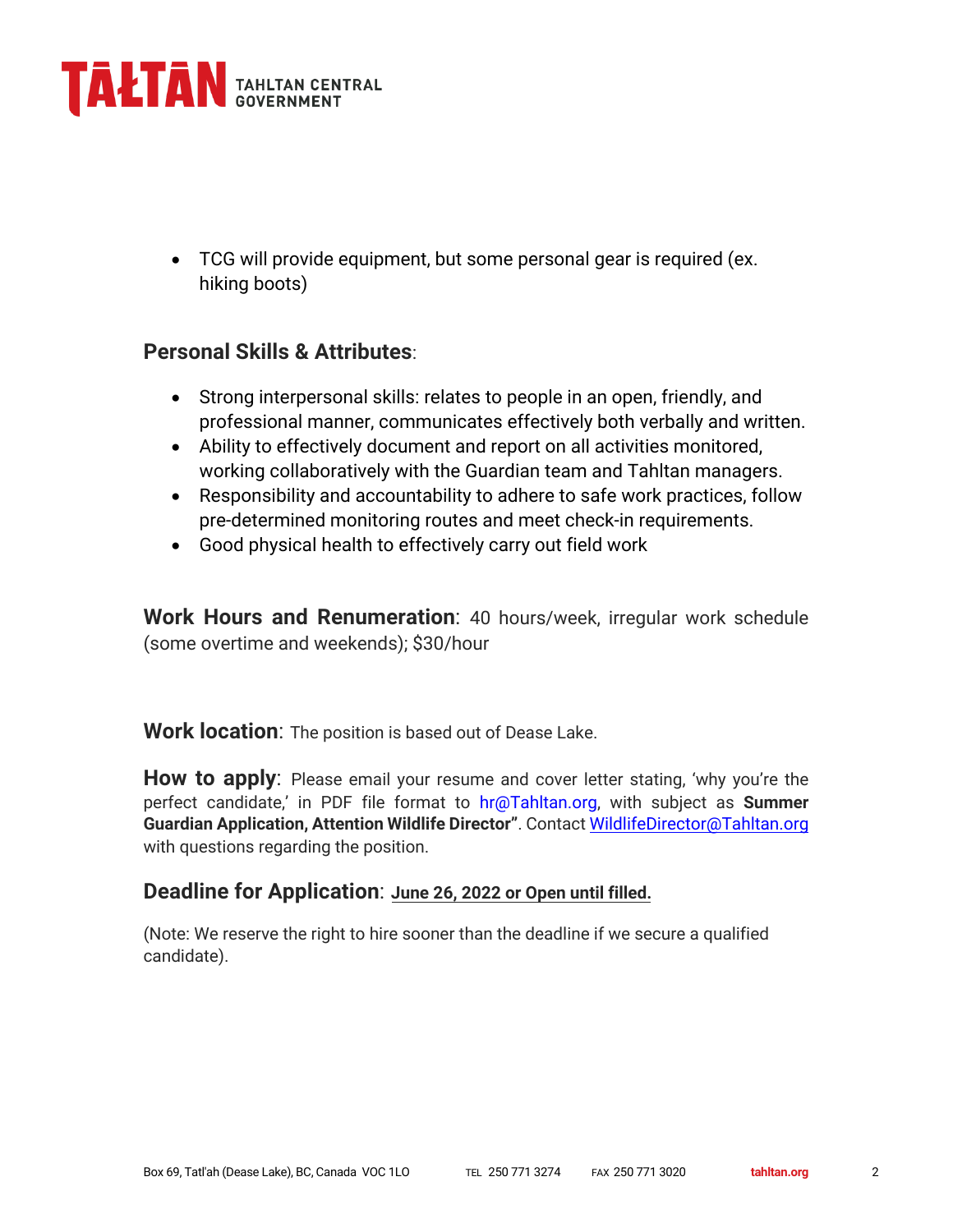- TCG will provide equipment, but some personal gear is required (ex. hiking boots)

**Personal Skills & Attributes**:

- Strong interpersonal skills: relates to people in an open, friendly, and professional manner, communicates effectively both verbally and written.
- Ability to effectively document and report on all activities monitored, working collaboratively with the Guardian team and Tahltan managers.
- Responsibility and accountability to adhere to safe work practices, follow pre-determined monitoring routes and meet check-in requirements.
- Good physical health to effectively carry out field work

**Work Hours and Renumeration**: 40 hours/week, irregular work schedule (some overtime and weekends); $30/hour

**Work location**: The position is based out of Dease Lake.

**How to apply**: Please email your resume and cover letter stating, 'why you're the perfect candidate,' in PDF file format to hr@Tahltan.org, with subject as **Summer Guardian Application, Attention Wildlife Director"**. Contact WildlifeDirector@Tahltan.org with questions regarding the position.

**Deadline for Application**: **June 26, 2022 or Open until filled.**

(Note: We reserve the right to hire sooner than the deadline if we secure a qualified candidate).